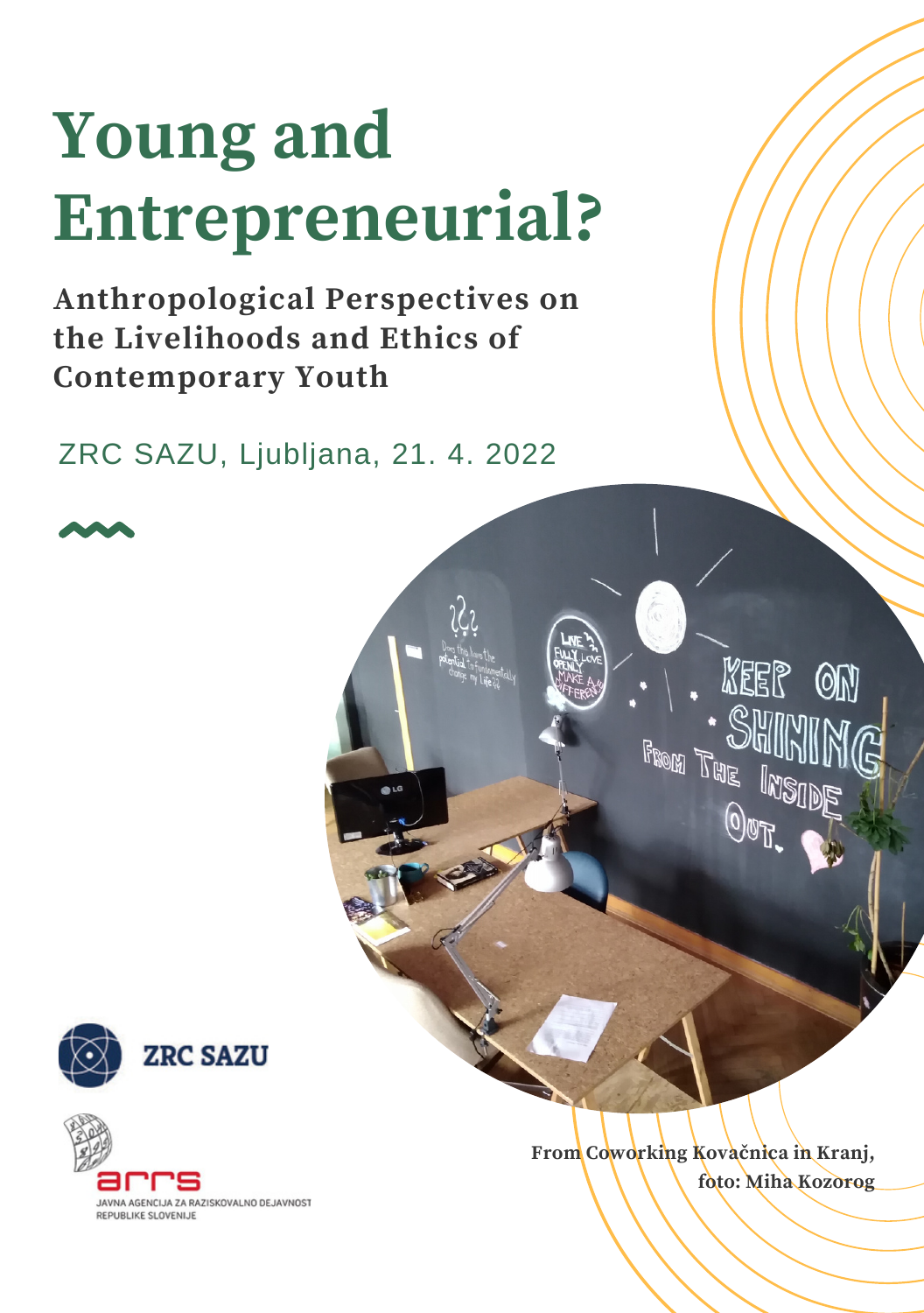# Young and Entrepreneurial?

**Anthropological Perspectives on the Livelihoods and Ethics of Contemporary Youth**

ZRC SAZU, Ljubljana, 21. 4. 2022

**From Coworking Kovačnica in Kranj, foto: Miha Kozorog**

ZRC SAZU

arrs
JAVNA AGENCIJA ZA RAZISKOVALNO DEJAVNOST REPUBLIKE SLOVENIJE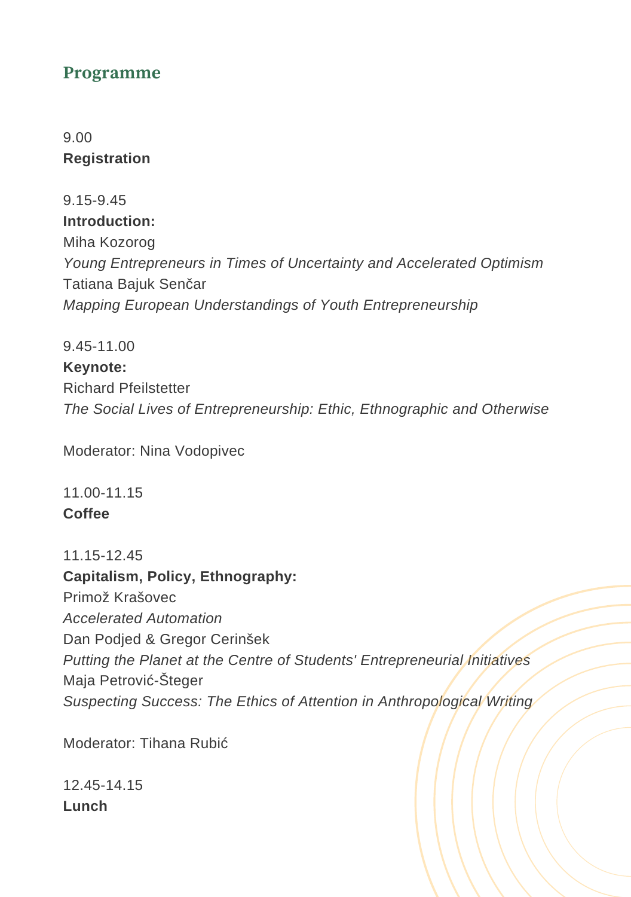## Programme

9.00
**Registration**

9.15-9.45
**Introduction:**
Miha Kozorog
*Young Entrepreneurs in Times of Uncertainty and Accelerated Optimism*
Tatiana Bajuk Senčar
*Mapping European Understandings of Youth Entrepreneurship*

9.45-11.00
**Keynote:**
Richard Pfeilstetter
*The Social Lives of Entrepreneurship: Ethic, Ethnographic and Otherwise*

Moderator: Nina Vodopivec

11.00-11.15
**Coffee**

11.15-12.45
**Capitalism, Policy, Ethnography:**
Primož Krašovec
*Accelerated Automation*
Dan Podjed & Gregor Cerinšek
*Putting the Planet at the Centre of Students' Entrepreneurial Initiatives*
Maja Petrović-Šteger
*Suspecting Success: The Ethics of Attention in Anthropological Writing*

Moderator: Tihana Rubić

12.45-14.15
**Lunch**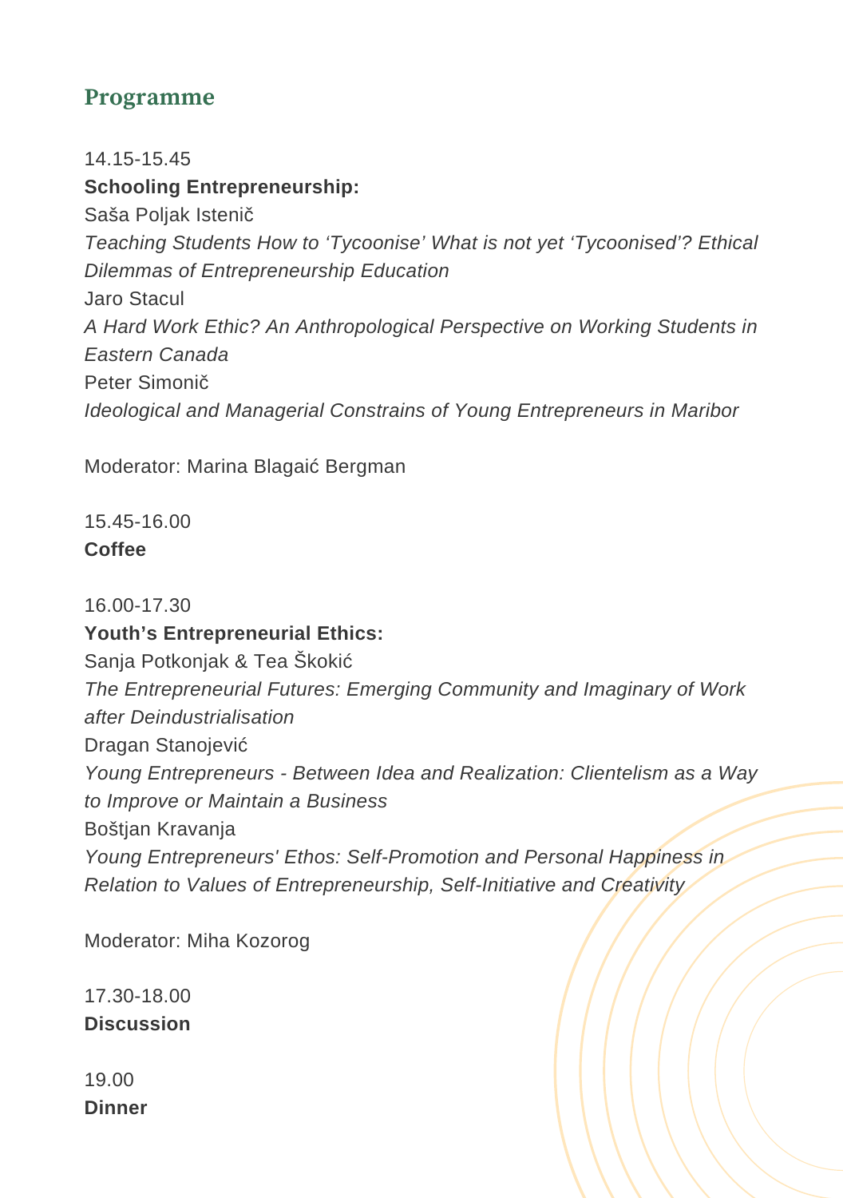## Programme

14.15-15.45

**Schooling Entrepreneurship:**

Saša Poljak Istenič

*Teaching Students How to ‘Tycoonise’ What is not yet ‘Tycoonised’? Ethical Dilemmas of Entrepreneurship Education*

Jaro Stacul

*A Hard Work Ethic? An Anthropological Perspective on Working Students in Eastern Canada*

Peter Simonič

*Ideological and Managerial Constrains of Young Entrepreneurs in Maribor*

Moderator: Marina Blagaić Bergman

15.45-16.00

**Coffee**

16.00-17.30

**Youth’s Entrepreneurial Ethics:**

Sanja Potkonjak & Tea Škokić

*The Entrepreneurial Futures: Emerging Community and Imaginary of Work after Deindustrialisation*

Dragan Stanojević

*Young Entrepreneurs - Between Idea and Realization: Clientelism as a Way to Improve or Maintain a Business*

Boštjan Kravanja

*Young Entrepreneurs' Ethos: Self-Promotion and Personal Happiness in Relation to Values of Entrepreneurship, Self-Initiative and Creativity*

Moderator: Miha Kozorog

17.30-18.00

**Discussion**

19.00

**Dinner**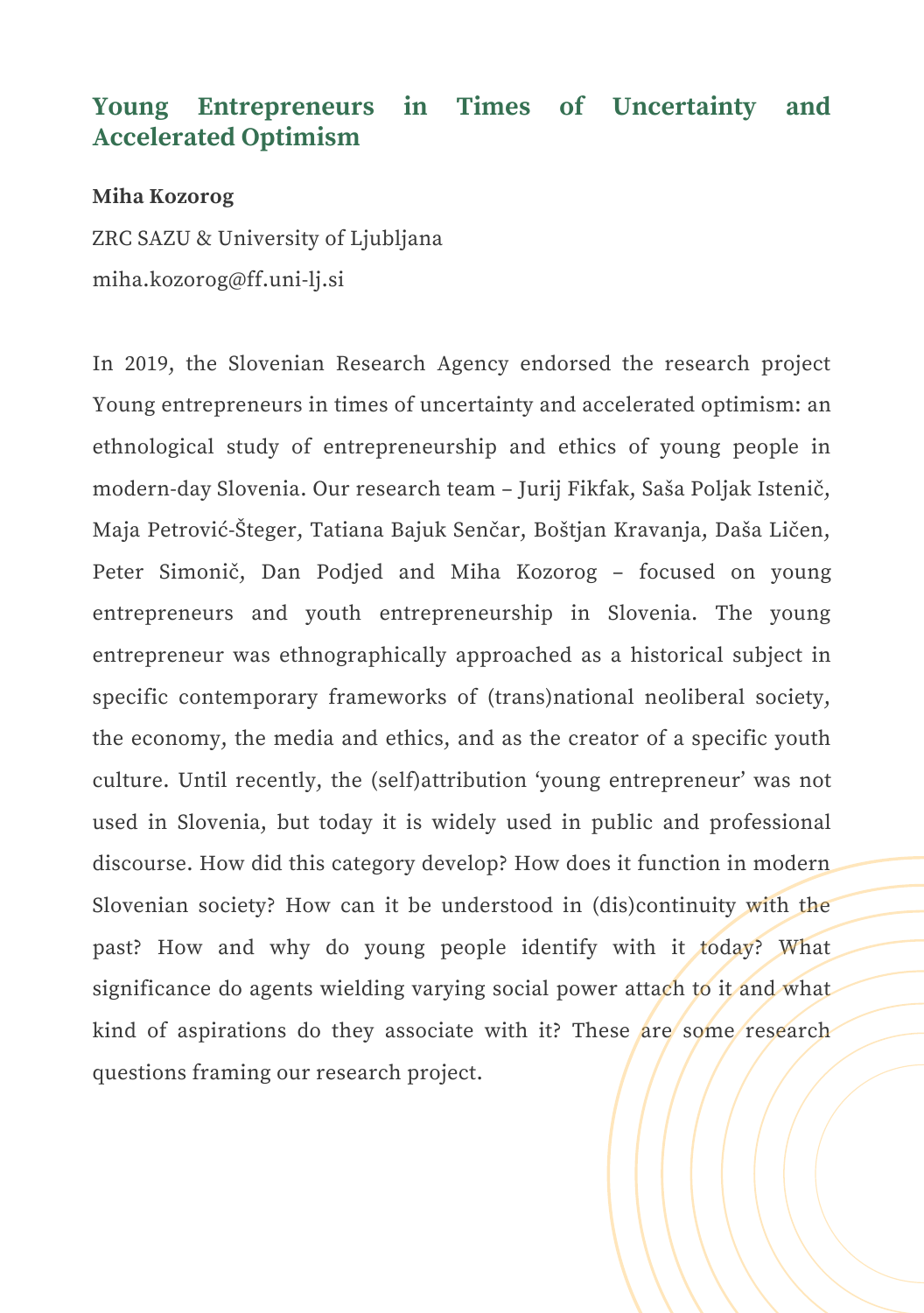## Young Entrepreneurs in Times of Uncertainty and Accelerated Optimism

**Miha Kozorog**

ZRC SAZU & University of Ljubljana

miha.kozorog@ff.uni-lj.si

In 2019, the Slovenian Research Agency endorsed the research project Young entrepreneurs in times of uncertainty and accelerated optimism: an ethnological study of entrepreneurship and ethics of young people in modern-day Slovenia. Our research team – Jurij Fikfak, Saša Poljak Istenič, Maja Petrović-Šteger, Tatiana Bajuk Senčar, Boštjan Kravanja, Daša Ličen, Peter Simonič, Dan Podjed and Miha Kozorog – focused on young entrepreneurs and youth entrepreneurship in Slovenia. The young entrepreneur was ethnographically approached as a historical subject in specific contemporary frameworks of (trans)national neoliberal society, the economy, the media and ethics, and as the creator of a specific youth culture. Until recently, the (self)attribution 'young entrepreneur' was not used in Slovenia, but today it is widely used in public and professional discourse. How did this category develop? How does it function in modern Slovenian society? How can it be understood in (dis)continuity with the past? How and why do young people identify with it today? What significance do agents wielding varying social power attach to it and what kind of aspirations do they associate with it? These are some research questions framing our research project.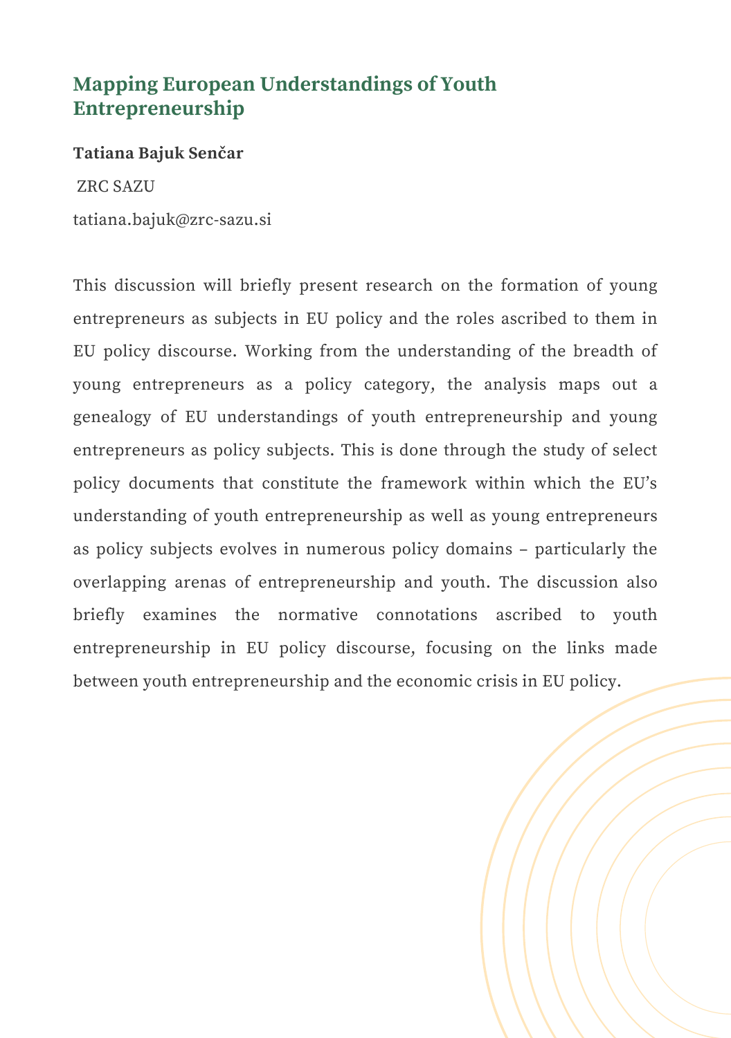## Mapping European Understandings of Youth Entrepreneurship

**Tatiana Bajuk Senčar**

ZRC SAZU

tatiana.bajuk@zrc-sazu.si

This discussion will briefly present research on the formation of young entrepreneurs as subjects in EU policy and the roles ascribed to them in EU policy discourse. Working from the understanding of the breadth of young entrepreneurs as a policy category, the analysis maps out a genealogy of EU understandings of youth entrepreneurship and young entrepreneurs as policy subjects. This is done through the study of select policy documents that constitute the framework within which the EU's understanding of youth entrepreneurship as well as young entrepreneurs as policy subjects evolves in numerous policy domains – particularly the overlapping arenas of entrepreneurship and youth. The discussion also briefly examines the normative connotations ascribed to youth entrepreneurship in EU policy discourse, focusing on the links made between youth entrepreneurship and the economic crisis in EU policy.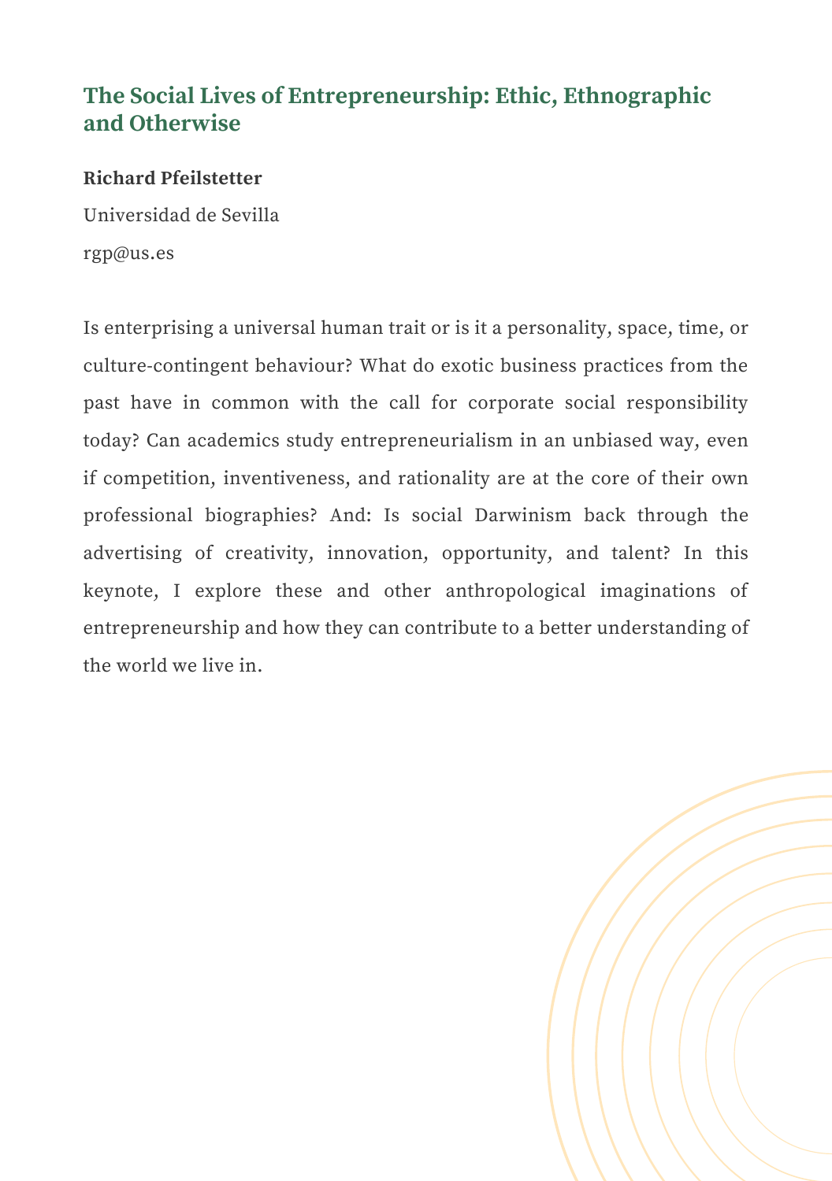## The Social Lives of Entrepreneurship: Ethic, Ethnographic and Otherwise

**Richard Pfeilstetter**

Universidad de Sevilla

rgp@us.es

Is enterprising a universal human trait or is it a personality, space, time, or culture-contingent behaviour? What do exotic business practices from the past have in common with the call for corporate social responsibility today? Can academics study entrepreneurialism in an unbiased way, even if competition, inventiveness, and rationality are at the core of their own professional biographies? And: Is social Darwinism back through the advertising of creativity, innovation, opportunity, and talent? In this keynote, I explore these and other anthropological imaginations of entrepreneurship and how they can contribute to a better understanding of the world we live in.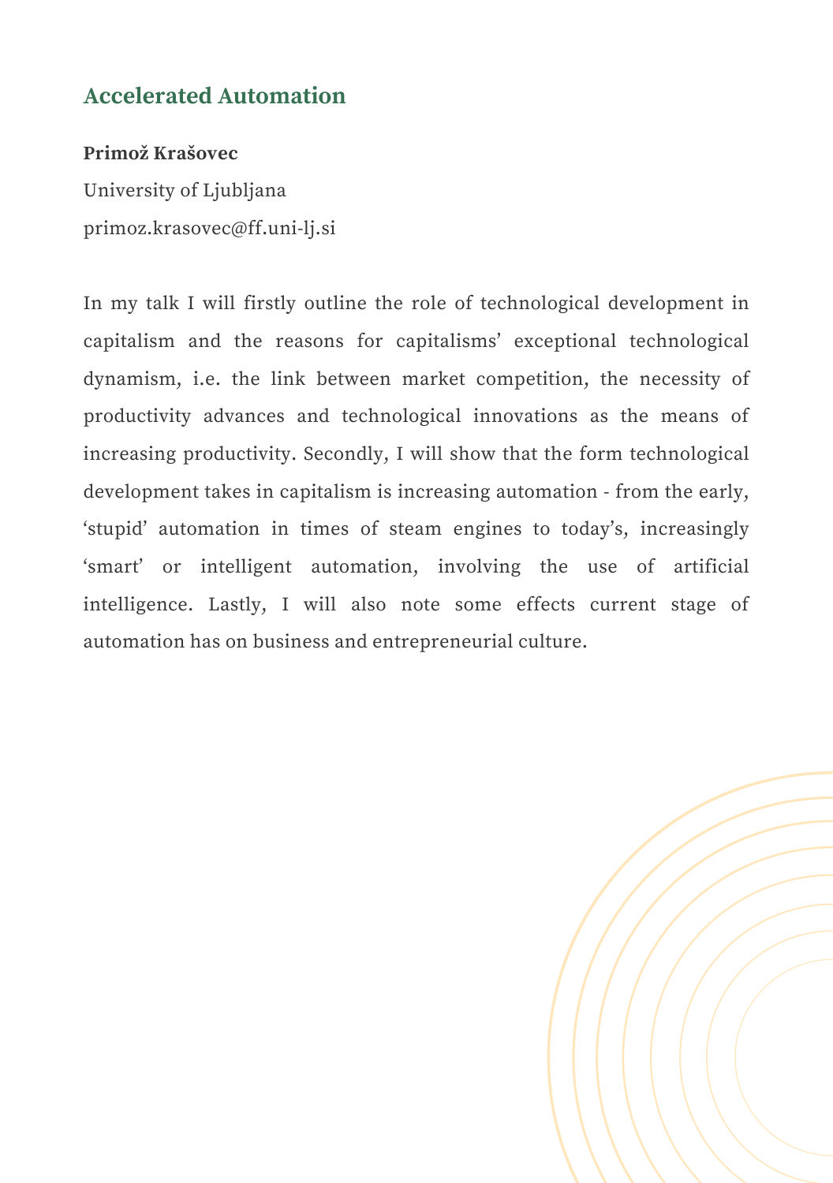## Accelerated Automation

**Primož Krašovec**

University of Ljubljana

primoz.krasovec@ff.uni-lj.si

In my talk I will firstly outline the role of technological development in capitalism and the reasons for capitalisms' exceptional technological dynamism, i.e. the link between market competition, the necessity of productivity advances and technological innovations as the means of increasing productivity. Secondly, I will show that the form technological development takes in capitalism is increasing automation - from the early, 'stupid' automation in times of steam engines to today's, increasingly 'smart' or intelligent automation, involving the use of artificial intelligence. Lastly, I will also note some effects current stage of automation has on business and entrepreneurial culture.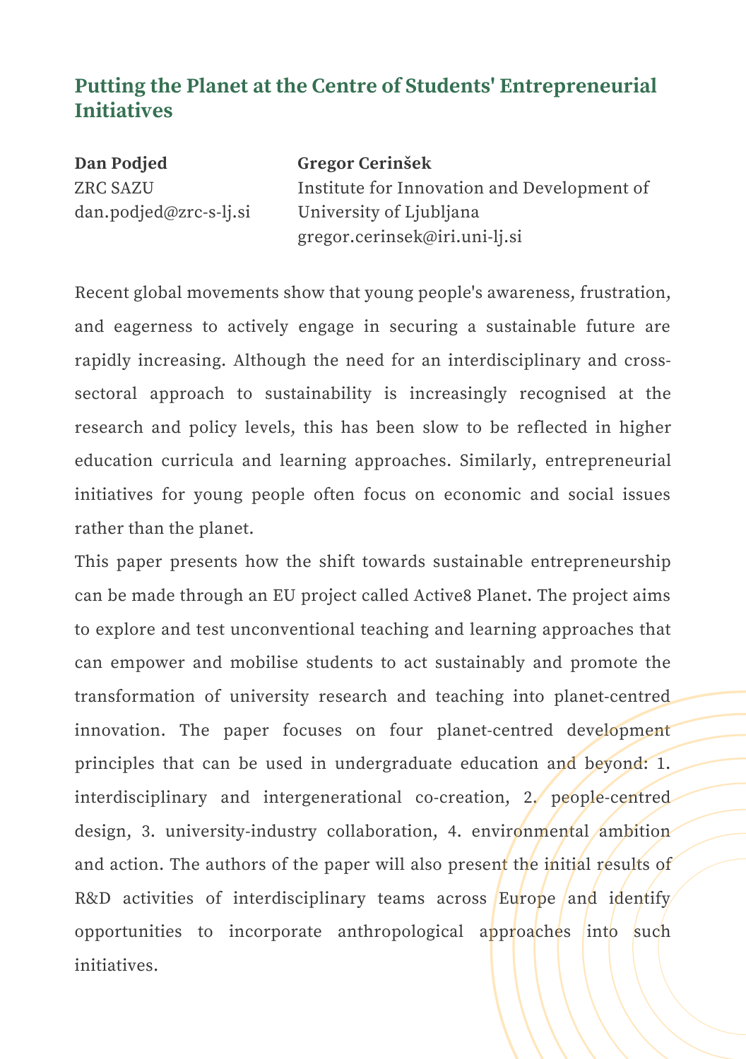## Putting the Planet at the Centre of Students' Entrepreneurial Initiatives

**Dan Podjed**
ZRC SAZU
dan.podjed@zrc-s-lj.si

**Gregor Cerinšek**
Institute for Innovation and Development of University of Ljubljana
gregor.cerinsek@iri.uni-lj.si

Recent global movements show that young people's awareness, frustration, and eagerness to actively engage in securing a sustainable future are rapidly increasing. Although the need for an interdisciplinary and cross-sectoral approach to sustainability is increasingly recognised at the research and policy levels, this has been slow to be reflected in higher education curricula and learning approaches. Similarly, entrepreneurial initiatives for young people often focus on economic and social issues rather than the planet.

This paper presents how the shift towards sustainable entrepreneurship can be made through an EU project called Active8 Planet. The project aims to explore and test unconventional teaching and learning approaches that can empower and mobilise students to act sustainably and promote the transformation of university research and teaching into planet-centred innovation. The paper focuses on four planet-centred development principles that can be used in undergraduate education and beyond: 1. interdisciplinary and intergenerational co-creation, 2. people-centred design, 3. university-industry collaboration, 4. environmental ambition and action. The authors of the paper will also present the initial results of R&D activities of interdisciplinary teams across Europe and identify opportunities to incorporate anthropological approaches into such initiatives.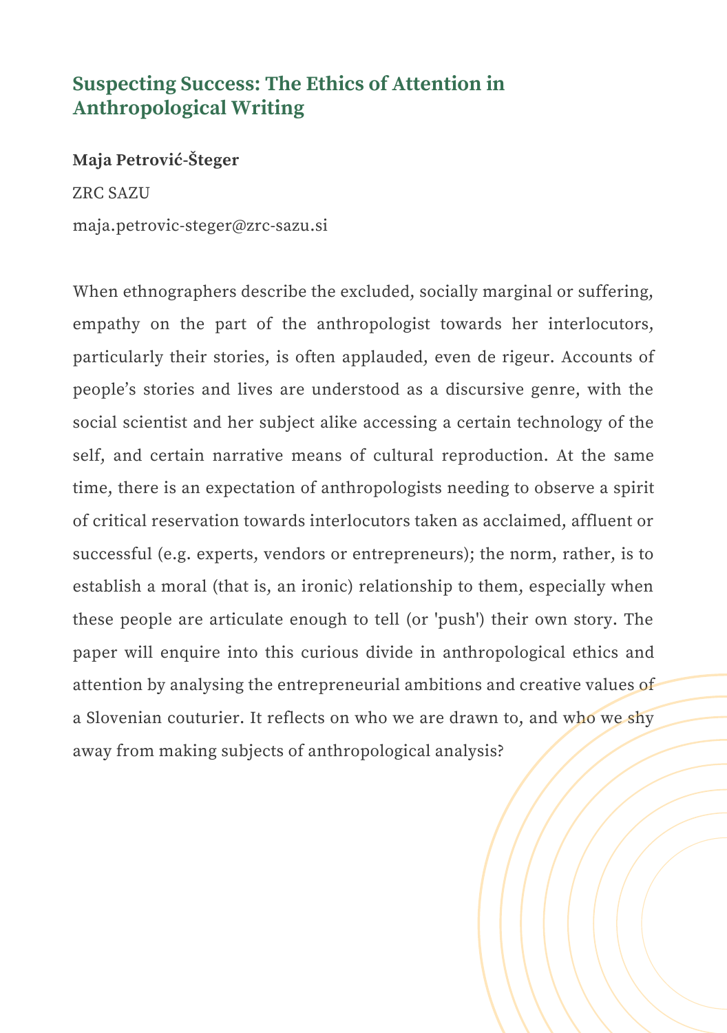## Suspecting Success: The Ethics of Attention in Anthropological Writing

**Maja Petrović-Šteger**

ZRC SAZU

maja.petrovic-steger@zrc-sazu.si

When ethnographers describe the excluded, socially marginal or suffering, empathy on the part of the anthropologist towards her interlocutors, particularly their stories, is often applauded, even de rigeur. Accounts of people's stories and lives are understood as a discursive genre, with the social scientist and her subject alike accessing a certain technology of the self, and certain narrative means of cultural reproduction. At the same time, there is an expectation of anthropologists needing to observe a spirit of critical reservation towards interlocutors taken as acclaimed, affluent or successful (e.g. experts, vendors or entrepreneurs); the norm, rather, is to establish a moral (that is, an ironic) relationship to them, especially when these people are articulate enough to tell (or 'push') their own story. The paper will enquire into this curious divide in anthropological ethics and attention by analysing the entrepreneurial ambitions and creative values of a Slovenian couturier. It reflects on who we are drawn to, and who we shy away from making subjects of anthropological analysis?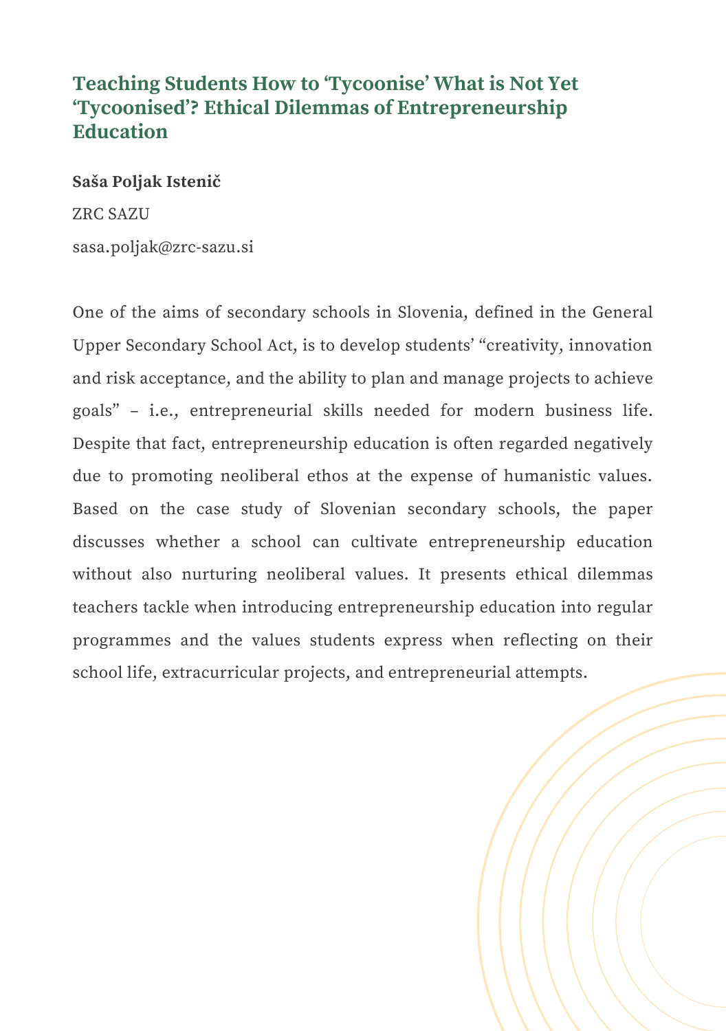# Teaching Students How to 'Tycoonise' What is Not Yet 'Tycoonised'? Ethical Dilemmas of Entrepreneurship Education

**Saša Poljak Istenič**

ZRC SAZU

sasa.poljak@zrc-sazu.si

One of the aims of secondary schools in Slovenia, defined in the General Upper Secondary School Act, is to develop students' "creativity, innovation and risk acceptance, and the ability to plan and manage projects to achieve goals" – i.e., entrepreneurial skills needed for modern business life. Despite that fact, entrepreneurship education is often regarded negatively due to promoting neoliberal ethos at the expense of humanistic values. Based on the case study of Slovenian secondary schools, the paper discusses whether a school can cultivate entrepreneurship education without also nurturing neoliberal values. It presents ethical dilemmas teachers tackle when introducing entrepreneurship education into regular programmes and the values students express when reflecting on their school life, extracurricular projects, and entrepreneurial attempts.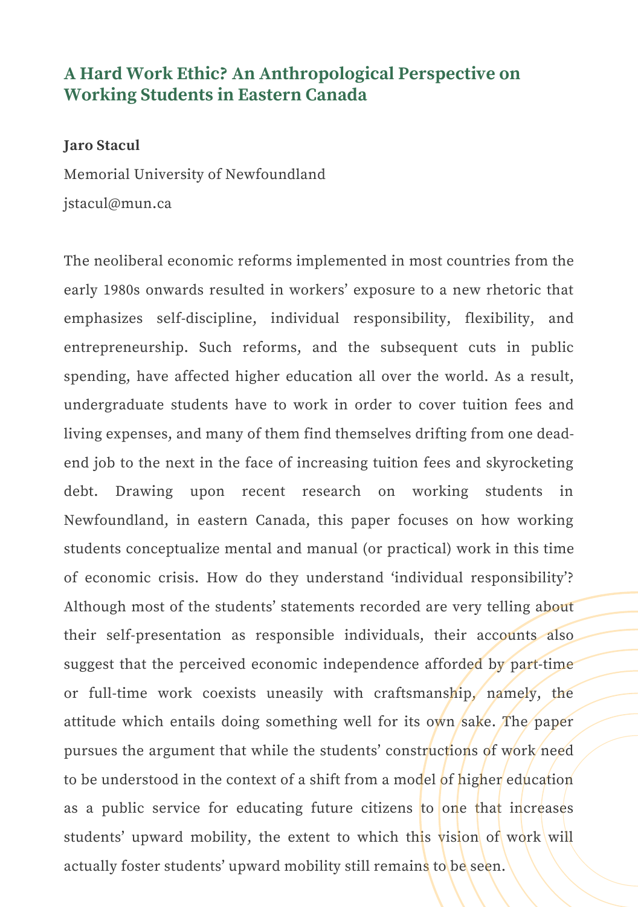## A Hard Work Ethic? An Anthropological Perspective on Working Students in Eastern Canada

**Jaro Stacul**

Memorial University of Newfoundland

jstacul@mun.ca

The neoliberal economic reforms implemented in most countries from the early 1980s onwards resulted in workers' exposure to a new rhetoric that emphasizes self-discipline, individual responsibility, flexibility, and entrepreneurship. Such reforms, and the subsequent cuts in public spending, have affected higher education all over the world. As a result, undergraduate students have to work in order to cover tuition fees and living expenses, and many of them find themselves drifting from one dead-end job to the next in the face of increasing tuition fees and skyrocketing debt. Drawing upon recent research on working students in Newfoundland, in eastern Canada, this paper focuses on how working students conceptualize mental and manual (or practical) work in this time of economic crisis. How do they understand 'individual responsibility'? Although most of the students' statements recorded are very telling about their self-presentation as responsible individuals, their accounts also suggest that the perceived economic independence afforded by part-time or full-time work coexists uneasily with craftsmanship, namely, the attitude which entails doing something well for its own sake. The paper pursues the argument that while the students' constructions of work need to be understood in the context of a shift from a model of higher education as a public service for educating future citizens to one that increases students' upward mobility, the extent to which this vision of work will actually foster students' upward mobility still remains to be seen.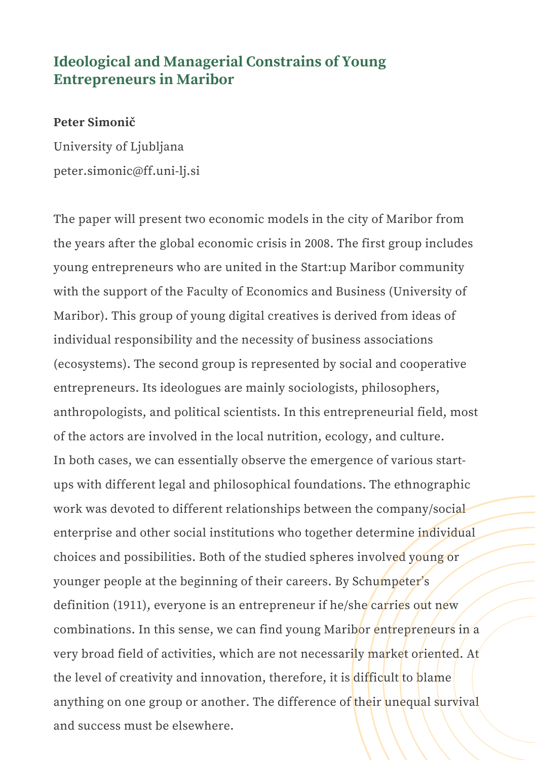## Ideological and Managerial Constrains of Young Entrepreneurs in Maribor

**Peter Simonič**

University of Ljubljana

peter.simonic@ff.uni-lj.si

The paper will present two economic models in the city of Maribor from the years after the global economic crisis in 2008. The first group includes young entrepreneurs who are united in the Start:up Maribor community with the support of the Faculty of Economics and Business (University of Maribor). This group of young digital creatives is derived from ideas of individual responsibility and the necessity of business associations (ecosystems). The second group is represented by social and cooperative entrepreneurs. Its ideologues are mainly sociologists, philosophers, anthropologists, and political scientists. In this entrepreneurial field, most of the actors are involved in the local nutrition, ecology, and culture. In both cases, we can essentially observe the emergence of various start-ups with different legal and philosophical foundations. The ethnographic work was devoted to different relationships between the company/social enterprise and other social institutions who together determine individual choices and possibilities. Both of the studied spheres involved young or younger people at the beginning of their careers. By Schumpeter's definition (1911), everyone is an entrepreneur if he/she carries out new combinations. In this sense, we can find young Maribor entrepreneurs in a very broad field of activities, which are not necessarily market oriented. At the level of creativity and innovation, therefore, it is difficult to blame anything on one group or another. The difference of their unequal survival and success must be elsewhere.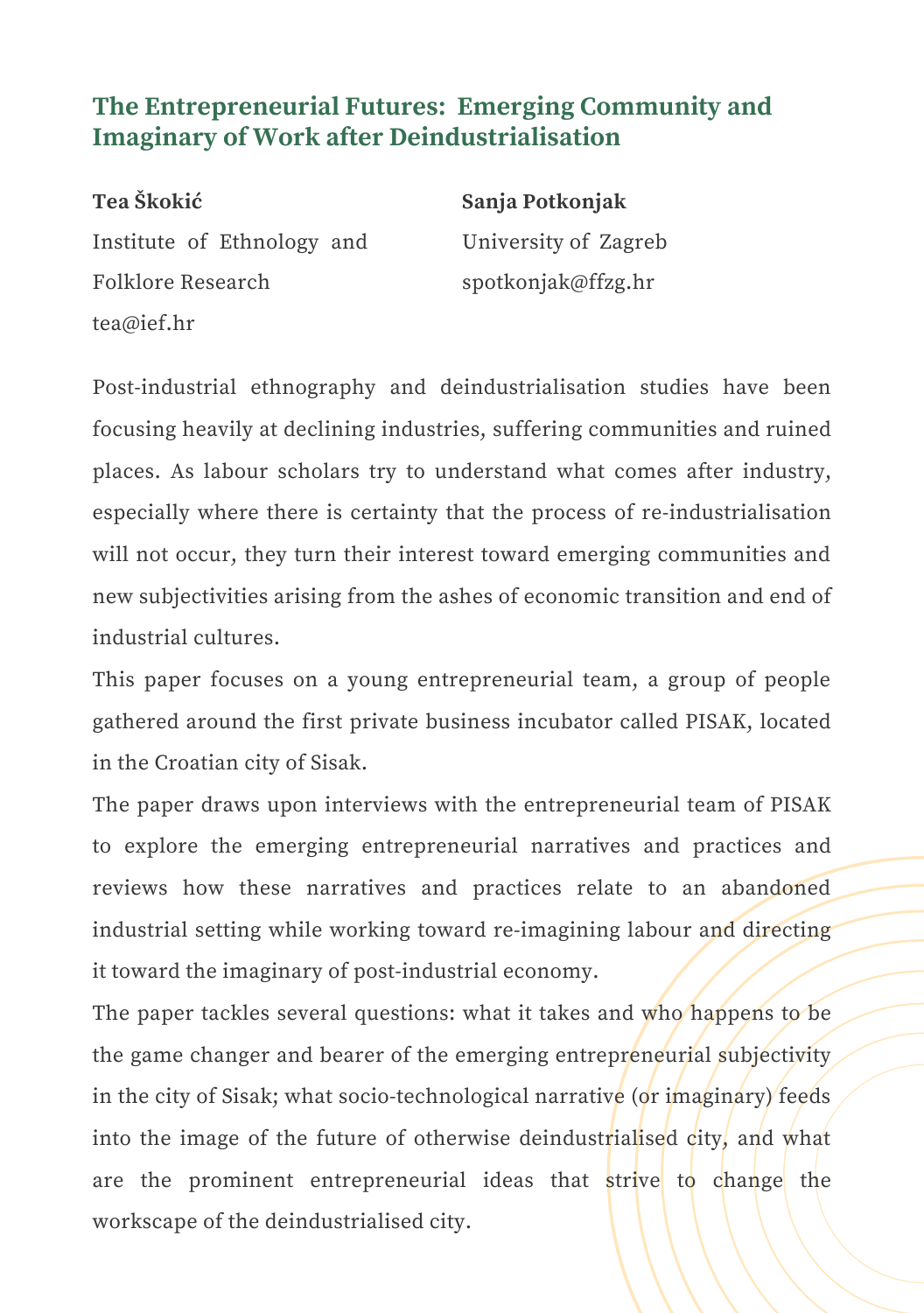## The Entrepreneurial Futures: Emerging Community and Imaginary of Work after Deindustrialisation

**Tea Škokić**
Institute of Ethnology and Folklore Research
tea@ief.hr

**Sanja Potkonjak**
University of Zagreb
spotkonjak@ffzg.hr

Post-industrial ethnography and deindustrialisation studies have been focusing heavily at declining industries, suffering communities and ruined places. As labour scholars try to understand what comes after industry, especially where there is certainty that the process of re-industrialisation will not occur, they turn their interest toward emerging communities and new subjectivities arising from the ashes of economic transition and end of industrial cultures.

This paper focuses on a young entrepreneurial team, a group of people gathered around the first private business incubator called PISAK, located in the Croatian city of Sisak.

The paper draws upon interviews with the entrepreneurial team of PISAK to explore the emerging entrepreneurial narratives and practices and reviews how these narratives and practices relate to an abandoned industrial setting while working toward re-imagining labour and directing it toward the imaginary of post-industrial economy.

The paper tackles several questions: what it takes and who happens to be the game changer and bearer of the emerging entrepreneurial subjectivity in the city of Sisak; what socio-technological narrative (or imaginary) feeds into the image of the future of otherwise deindustrialised city, and what are the prominent entrepreneurial ideas that strive to change the workscape of the deindustrialised city.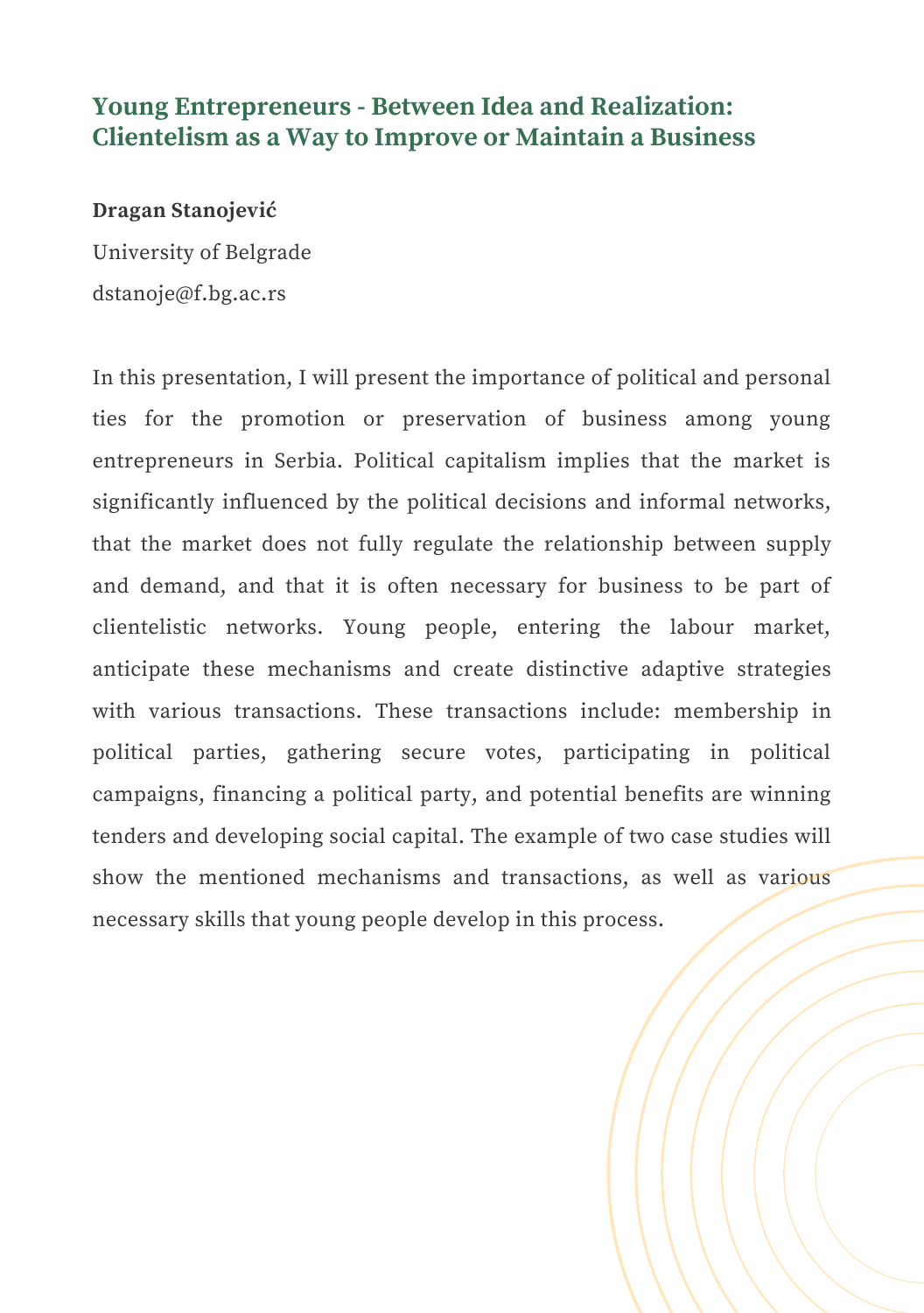## Young Entrepreneurs - Between Idea and Realization: Clientelism as a Way to Improve or Maintain a Business

**Dragan Stanojević**

University of Belgrade

dstanoje@f.bg.ac.rs

In this presentation, I will present the importance of political and personal ties for the promotion or preservation of business among young entrepreneurs in Serbia. Political capitalism implies that the market is significantly influenced by the political decisions and informal networks, that the market does not fully regulate the relationship between supply and demand, and that it is often necessary for business to be part of clientelistic networks. Young people, entering the labour market, anticipate these mechanisms and create distinctive adaptive strategies with various transactions. These transactions include: membership in political parties, gathering secure votes, participating in political campaigns, financing a political party, and potential benefits are winning tenders and developing social capital. The example of two case studies will show the mentioned mechanisms and transactions, as well as various necessary skills that young people develop in this process.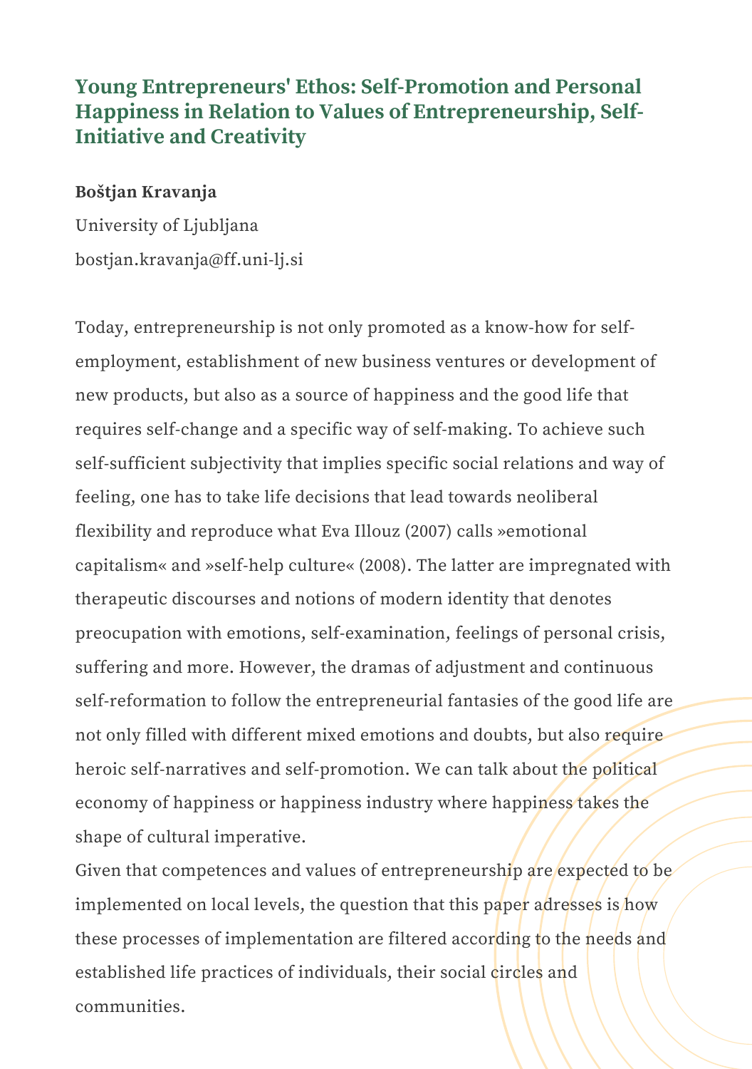### Young Entrepreneurs' Ethos: Self-Promotion and Personal Happiness in Relation to Values of Entrepreneurship, Self-Initiative and Creativity

**Boštjan Kravanja**

University of Ljubljana

bostjan.kravanja@ff.uni-lj.si

Today, entrepreneurship is not only promoted as a know-how for self-employment, establishment of new business ventures or development of new products, but also as a source of happiness and the good life that requires self-change and a specific way of self-making. To achieve such self-sufficient subjectivity that implies specific social relations and way of feeling, one has to take life decisions that lead towards neoliberal flexibility and reproduce what Eva Illouz (2007) calls »emotional capitalism« and »self-help culture« (2008). The latter are impregnated with therapeutic discourses and notions of modern identity that denotes preocupation with emotions, self-examination, feelings of personal crisis, suffering and more. However, the dramas of adjustment and continuous self-reformation to follow the entrepreneurial fantasies of the good life are not only filled with different mixed emotions and doubts, but also require heroic self-narratives and self-promotion. We can talk about the political economy of happiness or happiness industry where happiness takes the shape of cultural imperative.

Given that competences and values of entrepreneurship are expected to be implemented on local levels, the question that this paper adresses is how these processes of implementation are filtered according to the needs and established life practices of individuals, their social circles and communities.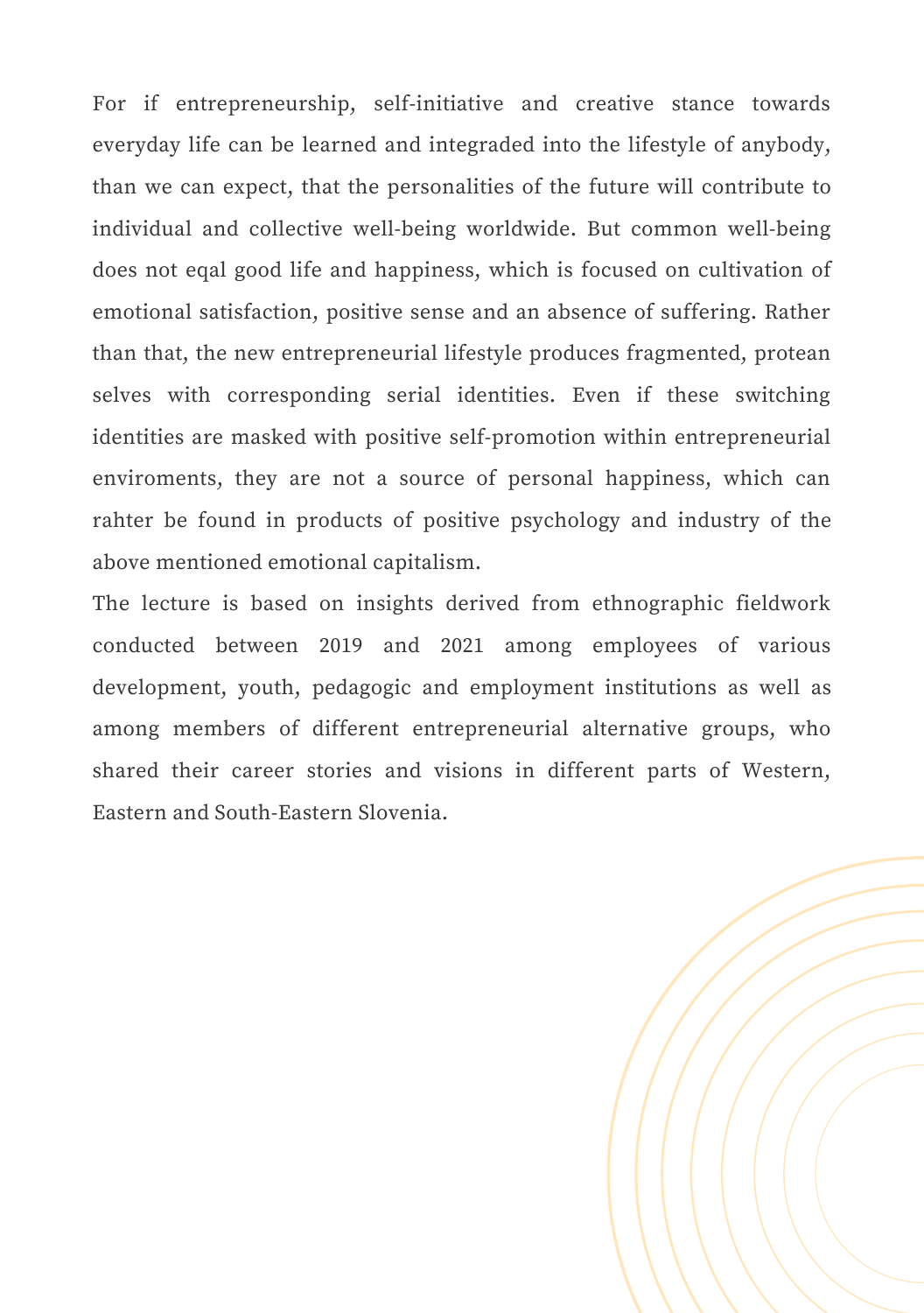For if entrepreneurship, self-initiative and creative stance towards everyday life can be learned and integraded into the lifestyle of anybody, than we can expect, that the personalities of the future will contribute to individual and collective well-being worldwide. But common well-being does not eqal good life and happiness, which is focused on cultivation of emotional satisfaction, positive sense and an absence of suffering. Rather than that, the new entrepreneurial lifestyle produces fragmented, protean selves with corresponding serial identities. Even if these switching identities are masked with positive self-promotion within entrepreneurial enviroments, they are not a source of personal happiness, which can rahter be found in products of positive psychology and industry of the above mentioned emotional capitalism.

The lecture is based on insights derived from ethnographic fieldwork conducted between 2019 and 2021 among employees of various development, youth, pedagogic and employment institutions as well as among members of different entrepreneurial alternative groups, who shared their career stories and visions in different parts of Western, Eastern and South-Eastern Slovenia.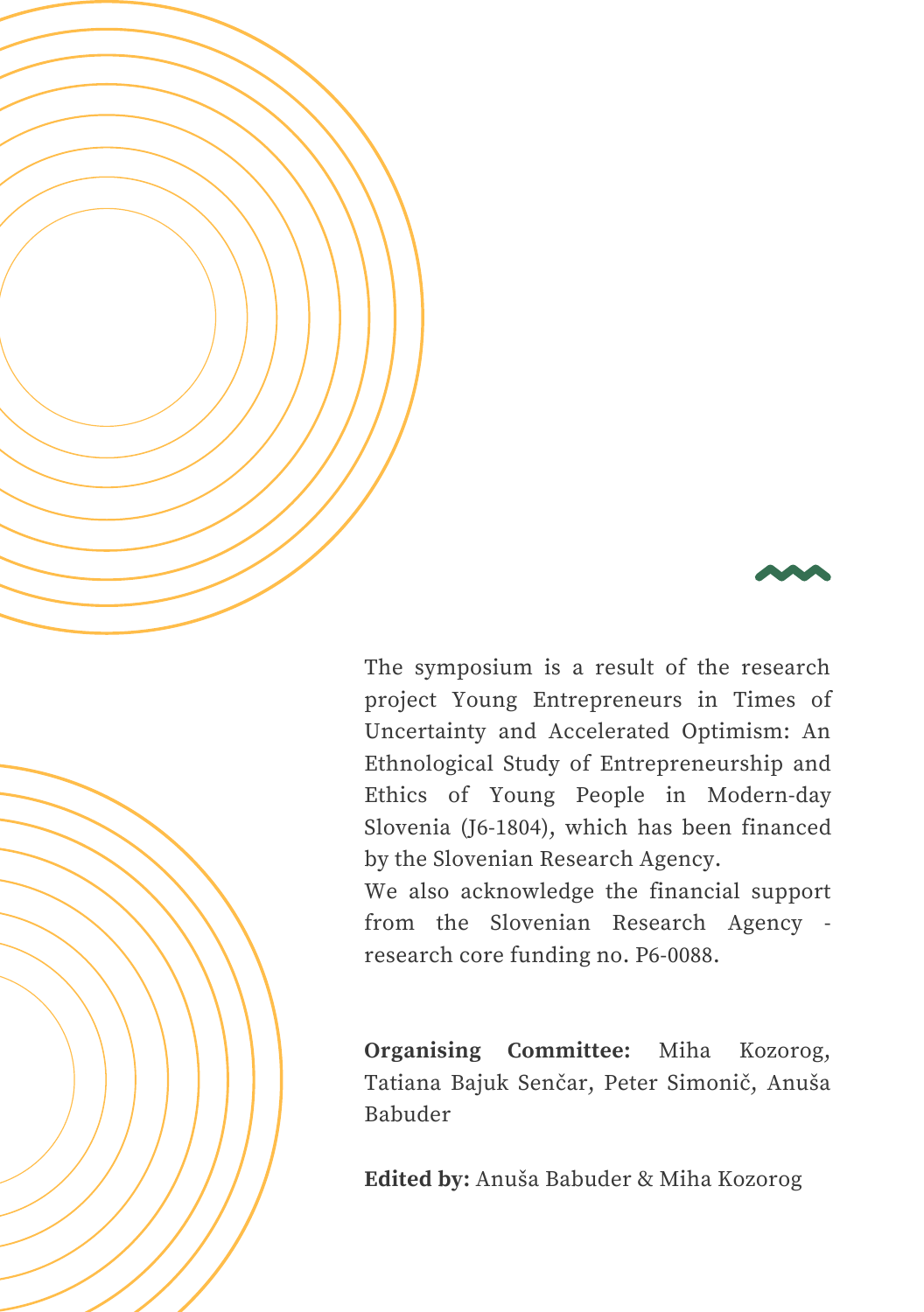The symposium is a result of the research project Young Entrepreneurs in Times of Uncertainty and Accelerated Optimism: An Ethnological Study of Entrepreneurship and Ethics of Young People in Modern-day Slovenia (J6-1804), which has been financed by the Slovenian Research Agency.
We also acknowledge the financial support from the Slovenian Research Agency - research core funding no. P6-0088.

**Organising Committee:** Miha Kozorog, Tatiana Bajuk Senčar, Peter Simonič, Anuša Babuder

**Edited by:** Anuša Babuder & Miha Kozorog